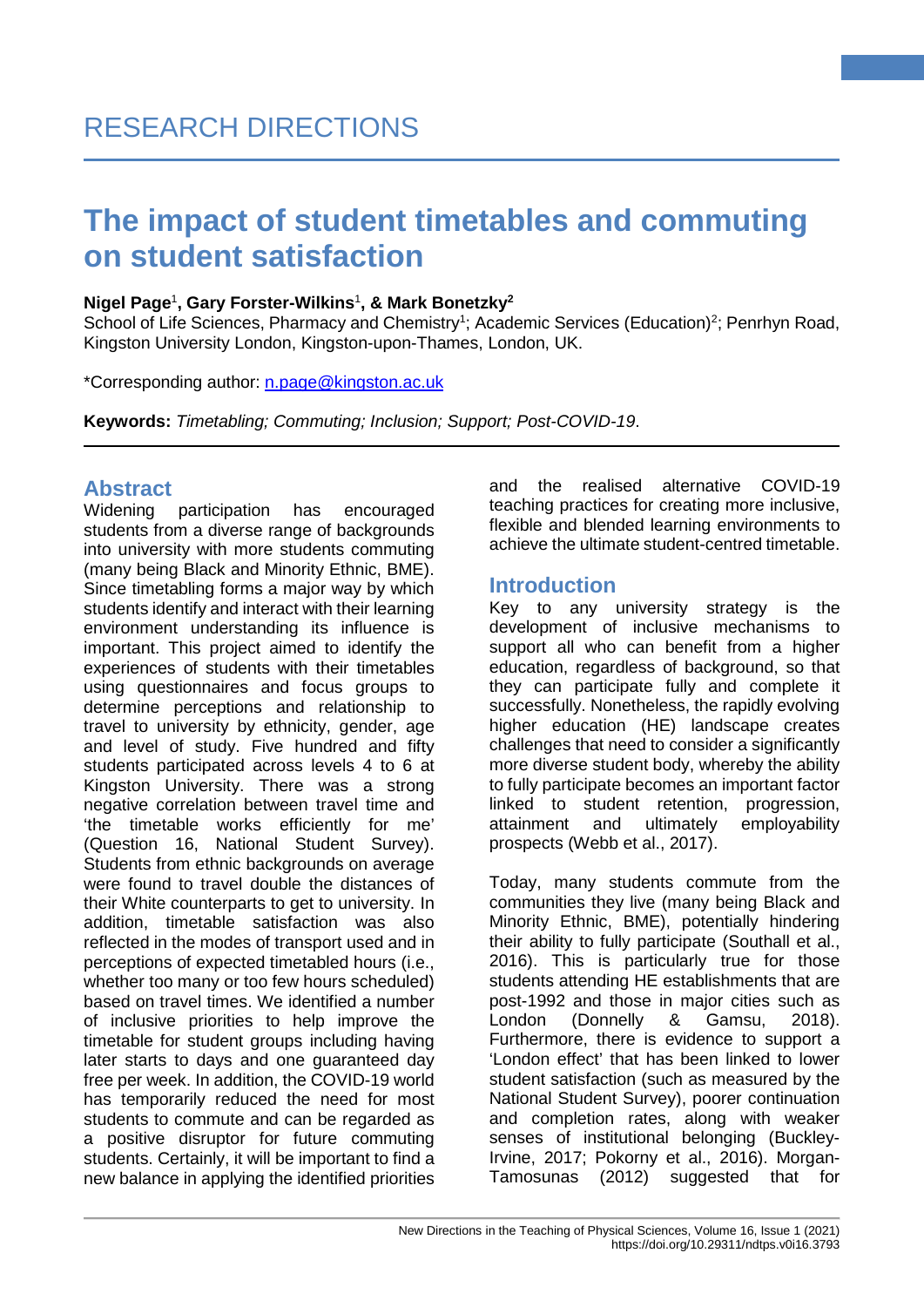RESEARCH DIRECTIONS

# The impact of student timetables and commuting on student satisfaction

**Nigel Page**[1], **Gary Forster-Wilkins**[1], **& Mark Bonetzky**[2]

School of Life Sciences, Pharmacy and Chemistry[1]; Academic Services (Education)[2]; Penrhyn Road, Kingston University London, Kingston-upon-Thames, London, UK.

*Corresponding author: n.page@kingston.ac.uk

**Keywords:** *Timetabling; Commuting; Inclusion; Support; Post-COVID-19*.

## Abstract

Widening participation has encouraged students from a diverse range of backgrounds into university with more students commuting (many being Black and Minority Ethnic, BME). Since timetabling forms a major way by which students identify and interact with their learning environment understanding its influence is important. This project aimed to identify the experiences of students with their timetables using questionnaires and focus groups to determine perceptions and relationship to travel to university by ethnicity, gender, age and level of study. Five hundred and fifty students participated across levels 4 to 6 at Kingston University. There was a strong negative correlation between travel time and 'the timetable works efficiently for me' (Question 16, National Student Survey). Students from ethnic backgrounds on average were found to travel double the distances of their White counterparts to get to university. In addition, timetable satisfaction was also reflected in the modes of transport used and in perceptions of expected timetabled hours (i.e., whether too many or too few hours scheduled) based on travel times. We identified a number of inclusive priorities to help improve the timetable for student groups including having later starts to days and one guaranteed day free per week. In addition, the COVID-19 world has temporarily reduced the need for most students to commute and can be regarded as a positive disruptor for future commuting students. Certainly, it will be important to find a new balance in applying the identified priorities and the realised alternative COVID-19 teaching practices for creating more inclusive, flexible and blended learning environments to achieve the ultimate student-centred timetable.

## Introduction

Key to any university strategy is the development of inclusive mechanisms to support all who can benefit from a higher education, regardless of background, so that they can participate fully and complete it successfully. Nonetheless, the rapidly evolving higher education (HE) landscape creates challenges that need to consider a significantly more diverse student body, whereby the ability to fully participate becomes an important factor linked to student retention, progression, attainment and ultimately employability prospects (Webb et al., 2017).

Today, many students commute from the communities they live (many being Black and Minority Ethnic, BME), potentially hindering their ability to fully participate (Southall et al., 2016). This is particularly true for those students attending HE establishments that are post-1992 and those in major cities such as London (Donnelly & Gamsu, 2018). Furthermore, there is evidence to support a 'London effect' that has been linked to lower student satisfaction (such as measured by the National Student Survey), poorer continuation and completion rates, along with weaker senses of institutional belonging (Buckley-Irvine, 2017; Pokorny et al., 2016). Morgan-Tamosunas (2012) suggested that for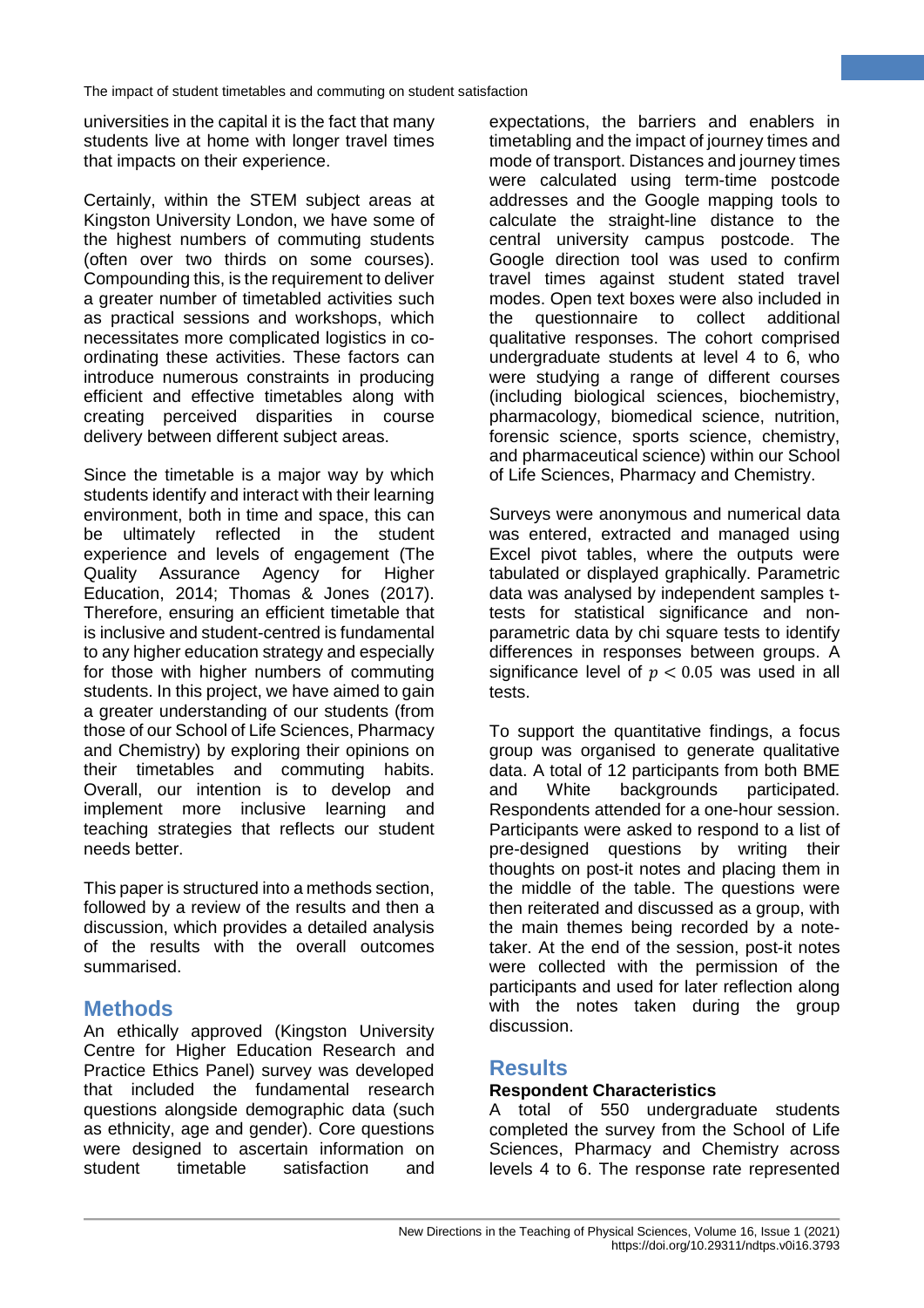universities in the capital it is the fact that many students live at home with longer travel times that impacts on their experience.

Certainly, within the STEM subject areas at Kingston University London, we have some of the highest numbers of commuting students (often over two thirds on some courses). Compounding this, is the requirement to deliver a greater number of timetabled activities such as practical sessions and workshops, which necessitates more complicated logistics in co-ordinating these activities. These factors can introduce numerous constraints in producing efficient and effective timetables along with creating perceived disparities in course delivery between different subject areas.

Since the timetable is a major way by which students identify and interact with their learning environment, both in time and space, this can be ultimately reflected in the student experience and levels of engagement (The Quality Assurance Agency for Higher Education, 2014; Thomas & Jones (2017). Therefore, ensuring an efficient timetable that is inclusive and student-centred is fundamental to any higher education strategy and especially for those with higher numbers of commuting students. In this project, we have aimed to gain a greater understanding of our students (from those of our School of Life Sciences, Pharmacy and Chemistry) by exploring their opinions on their timetables and commuting habits. Overall, our intention is to develop and implement more inclusive learning and teaching strategies that reflects our student needs better.

This paper is structured into a methods section, followed by a review of the results and then a discussion, which provides a detailed analysis of the results with the overall outcomes summarised.

## Methods

An ethically approved (Kingston University Centre for Higher Education Research and Practice Ethics Panel) survey was developed that included the fundamental research questions alongside demographic data (such as ethnicity, age and gender). Core questions were designed to ascertain information on student timetable satisfaction and expectations, the barriers and enablers in timetabling and the impact of journey times and mode of transport. Distances and journey times were calculated using term-time postcode addresses and the Google mapping tools to calculate the straight-line distance to the central university campus postcode. The Google direction tool was used to confirm travel times against student stated travel modes. Open text boxes were also included in the questionnaire to collect additional qualitative responses. The cohort comprised undergraduate students at level 4 to 6, who were studying a range of different courses (including biological sciences, biochemistry, pharmacology, biomedical science, nutrition, forensic science, sports science, chemistry, and pharmaceutical science) within our School of Life Sciences, Pharmacy and Chemistry.

Surveys were anonymous and numerical data was entered, extracted and managed using Excel pivot tables, where the outputs were tabulated or displayed graphically. Parametric data was analysed by independent samples t-tests for statistical significance and non-parametric data by chi square tests to identify differences in responses between groups. A significance level of $p < 0.05$ was used in all tests.

To support the quantitative findings, a focus group was organised to generate qualitative data. A total of 12 participants from both BME and White backgrounds participated. Respondents attended for a one-hour session. Participants were asked to respond to a list of pre-designed questions by writing their thoughts on post-it notes and placing them in the middle of the table. The questions were then reiterated and discussed as a group, with the main themes being recorded by a note-taker. At the end of the session, post-it notes were collected with the permission of the participants and used for later reflection along with the notes taken during the group discussion.

## Results

### Respondent Characteristics

A total of 550 undergraduate students completed the survey from the School of Life Sciences, Pharmacy and Chemistry across levels 4 to 6. The response rate represented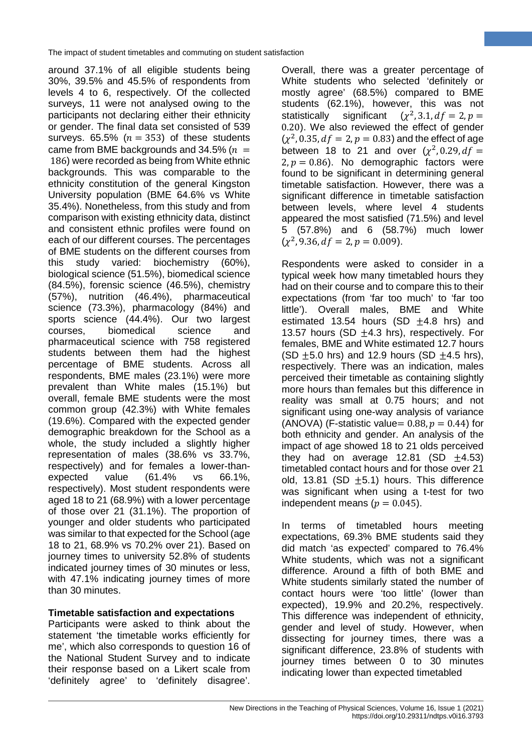around 37.1% of all eligible students being 30%, 39.5% and 45.5% of respondents from levels 4 to 6, respectively. Of the collected surveys, 11 were not analysed owing to the participants not declaring either their ethnicity or gender. The final data set consisted of 539 surveys. 65.5% ($n = 353$) of these students came from BME backgrounds and 34.5% ($n = 186$) were recorded as being from White ethnic backgrounds. This was comparable to the ethnicity constitution of the general Kingston University population (BME 64.6% vs White 35.4%). Nonetheless, from this study and from comparison with existing ethnicity data, distinct and consistent ethnic profiles were found on each of our different courses. The percentages of BME students on the different courses from this study varied: biochemistry (60%), biological science (51.5%), biomedical science (84.5%), forensic science (46.5%), chemistry (57%), nutrition (46.4%), pharmaceutical science (73.3%), pharmacology (84%) and sports science (44.4%). Our two largest courses, biomedical science and pharmaceutical science with 758 registered students between them had the highest percentage of BME students. Across all respondents, BME males (23.1%) were more prevalent than White males (15.1%) but overall, female BME students were the most common group (42.3%) with White females (19.6%). Compared with the expected gender demographic breakdown for the School as a whole, the study included a slightly higher representation of males (38.6% vs 33.7%, respectively) and for females a lower-than-expected value (61.4% vs 66.1%, respectively). Most student respondents were aged 18 to 21 (68.9%) with a lower percentage of those over 21 (31.1%). The proportion of younger and older students who participated was similar to that expected for the School (age 18 to 21, 68.9% vs 70.2% over 21). Based on journey times to university 52.8% of students indicated journey times of 30 minutes or less, with 47.1% indicating journey times of more than 30 minutes.

**Timetable satisfaction and expectations**

Participants were asked to think about the statement 'the timetable works efficiently for me', which also corresponds to question 16 of the National Student Survey and to indicate their response based on a Likert scale from 'definitely agree' to 'definitely disagree'. Overall, there was a greater percentage of White students who selected 'definitely or mostly agree' (68.5%) compared to BME students (62.1%), however, this was not statistically significant ($\chi^2, 3.1, df = 2, p = 0.20$). We also reviewed the effect of gender ($\chi^2, 0.35, df = 2, p = 0.83$) and the effect of age between 18 to 21 and over ($\chi^2, 0.29, df = 2, p = 0.86$). No demographic factors were found to be significant in determining general timetable satisfaction. However, there was a significant difference in timetable satisfaction between levels, where level 4 students appeared the most satisfied (71.5%) and level 5 (57.8%) and 6 (58.7%) much lower ($\chi^2, 9.36, df = 2, p = 0.009$).

Respondents were asked to consider in a typical week how many timetabled hours they had on their course and to compare this to their expectations (from 'far too much' to 'far too little'). Overall males, BME and White estimated 13.54 hours (SD $\pm$4.8 hrs) and 13.57 hours (SD $\pm$4.3 hrs), respectively. For females, BME and White estimated 12.7 hours (SD $\pm$5.0 hrs) and 12.9 hours (SD $\pm$4.5 hrs), respectively. There was an indication, males perceived their timetable as containing slightly more hours than females but this difference in reality was small at 0.75 hours; and not significant using one-way analysis of variance (ANOVA) (F-statistic value= $0.88, p = 0.44$) for both ethnicity and gender. An analysis of the impact of age showed 18 to 21 olds perceived they had on average 12.81 (SD $\pm$4.53) timetabled contact hours and for those over 21 old, 13.81 (SD $\pm$5.1) hours. This difference was significant when using a t-test for two independent means ($p = 0.045$).

In terms of timetabled hours meeting expectations, 69.3% BME students said they did match 'as expected' compared to 76.4% White students, which was not a significant difference. Around a fifth of both BME and White students similarly stated the number of contact hours were 'too little' (lower than expected), 19.9% and 20.2%, respectively. This difference was independent of ethnicity, gender and level of study. However, when dissecting for journey times, there was a significant difference, 23.8% of students with journey times between 0 to 30 minutes indicating lower than expected timetabled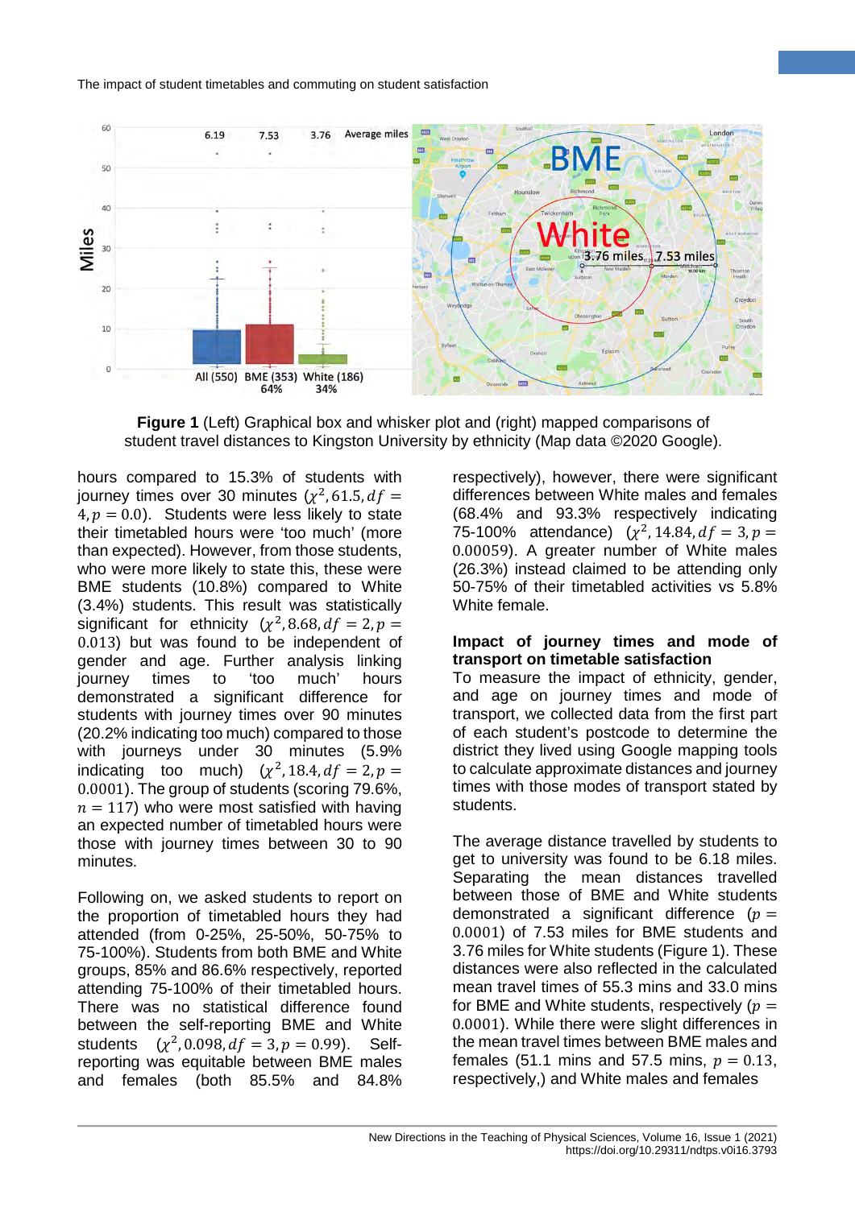**Figure 1** (Left) Graphical box and whisker plot and (right) mapped comparisons of student travel distances to Kingston University by ethnicity (Map data ©2020 Google).

hours compared to 15.3% of students with journey times over 30 minutes ($\chi^2, 61.5, df = 4, p = 0.0$). Students were less likely to state their timetabled hours were 'too much' (more than expected). However, from those students, who were more likely to state this, these were BME students (10.8%) compared to White (3.4%) students. This result was statistically significant for ethnicity ($\chi^2, 8.68, df = 2, p = 0.013$) but was found to be independent of gender and age. Further analysis linking journey times to 'too much' hours demonstrated a significant difference for students with journey times over 90 minutes (20.2% indicating too much) compared to those with journeys under 30 minutes (5.9% indicating too much) ($\chi^2, 18.4, df = 2, p = 0.0001$). The group of students (scoring 79.6%, $n = 117$) who were most satisfied with having an expected number of timetabled hours were those with journey times between 30 to 90 minutes.

Following on, we asked students to report on the proportion of timetabled hours they had attended (from 0-25%, 25-50%, 50-75% to 75-100%). Students from both BME and White groups, 85% and 86.6% respectively, reported attending 75-100% of their timetabled hours. There was no statistical difference found between the self-reporting BME and White students ($\chi^2, 0.098, df = 3, p = 0.99$). Self-reporting was equitable between BME males and females (both 85.5% and 84.8% respectively), however, there were significant differences between White males and females (68.4% and 93.3% respectively indicating 75-100% attendance) ($\chi^2, 14.84, df = 3, p = 0.00059$). A greater number of White males (26.3%) instead claimed to be attending only 50-75% of their timetabled activities vs 5.8% White female.

**Impact of journey times and mode of transport on timetable satisfaction**

To measure the impact of ethnicity, gender, and age on journey times and mode of transport, we collected data from the first part of each student's postcode to determine the district they lived using Google mapping tools to calculate approximate distances and journey times with those modes of transport stated by students.

The average distance travelled by students to get to university was found to be 6.18 miles. Separating the mean distances travelled between those of BME and White students demonstrated a significant difference ($p = 0.0001$) of 7.53 miles for BME students and 3.76 miles for White students (Figure 1). These distances were also reflected in the calculated mean travel times of 55.3 mins and 33.0 mins for BME and White students, respectively ($p = 0.0001$). While there were slight differences in the mean travel times between BME males and females (51.1 mins and 57.5 mins, $p = 0.13$, respectively,) and White males and females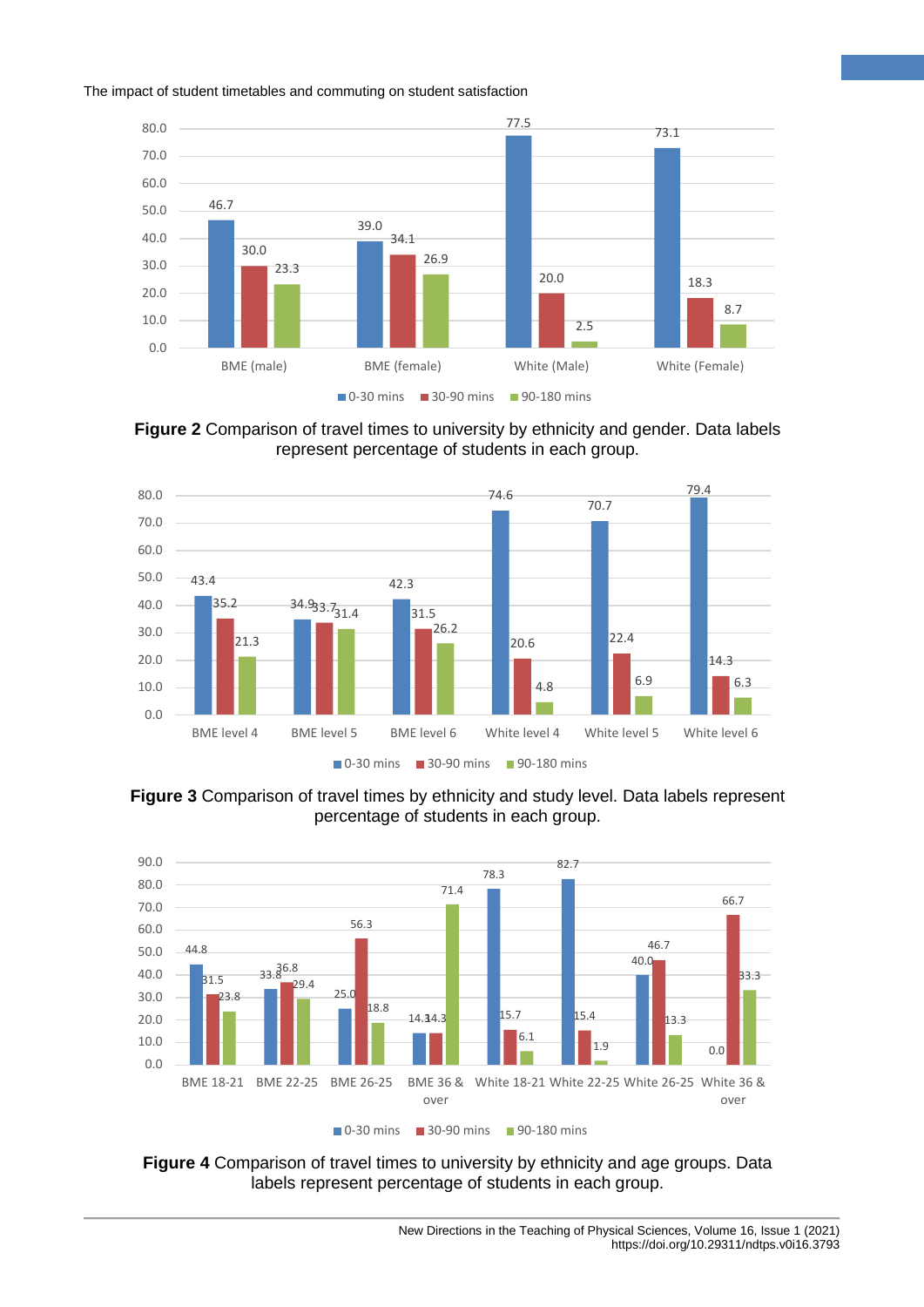Figure 2 Comparison of travel times to university by ethnicity and gender. Data labels represent percentage of students in each group.

Figure 3 Comparison of travel times by ethnicity and study level. Data labels represent percentage of students in each group.

Figure 4 Comparison of travel times to university by ethnicity and age groups. Data labels represent percentage of students in each group.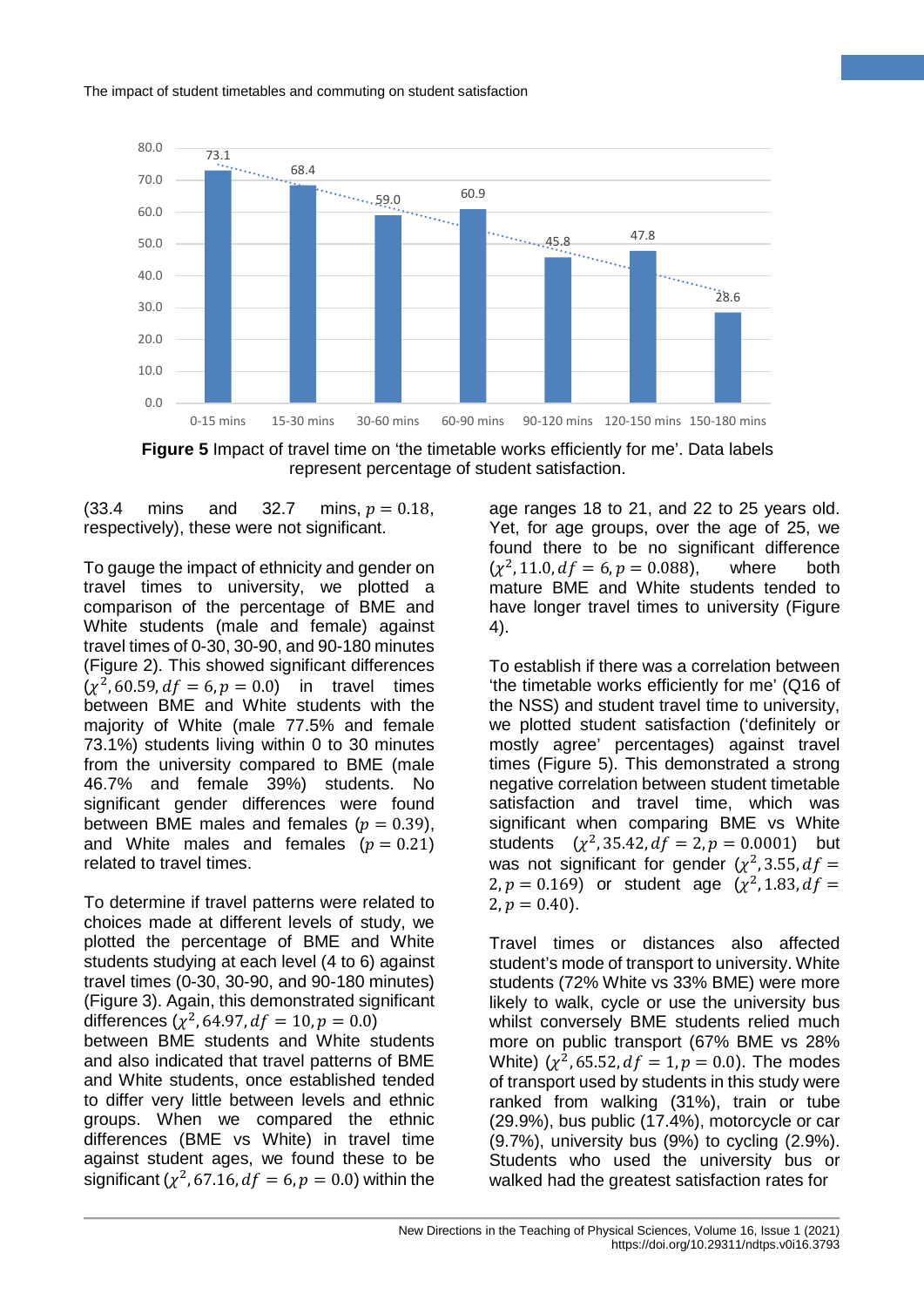**Figure 5** Impact of travel time on 'the timetable works efficiently for me'. Data labels represent percentage of student satisfaction.

(33.4 mins and 32.7 mins, $p = 0.18$, respectively), these were not significant.

To gauge the impact of ethnicity and gender on travel times to university, we plotted a comparison of the percentage of BME and White students (male and female) against travel times of 0-30, 30-90, and 90-180 minutes (Figure 2). This showed significant differences ($\chi^2, 60.59, df = 6, p = 0.0$) in travel times between BME and White students with the majority of White (male 77.5% and female 73.1%) students living within 0 to 30 minutes from the university compared to BME (male 46.7% and female 39%) students. No significant gender differences were found between BME males and females ($p = 0.39$), and White males and females ($p = 0.21$) related to travel times.

To determine if travel patterns were related to choices made at different levels of study, we plotted the percentage of BME and White students studying at each level (4 to 6) against travel times (0-30, 30-90, and 90-180 minutes) (Figure 3). Again, this demonstrated significant differences ($\chi^2, 64.97, df = 10, p = 0.0$) between BME students and White students and also indicated that travel patterns of BME and White students, once established tended to differ very little between levels and ethnic groups. When we compared the ethnic differences (BME vs White) in travel time against student ages, we found these to be significant ($\chi^2, 67.16, df = 6, p = 0.0$) within the age ranges 18 to 21, and 22 to 25 years old. Yet, for age groups, over the age of 25, we found there to be no significant difference ($\chi^2, 11.0, df = 6, p = 0.088$), where both mature BME and White students tended to have longer travel times to university (Figure 4).

To establish if there was a correlation between 'the timetable works efficiently for me' (Q16 of the NSS) and student travel time to university, we plotted student satisfaction ('definitely or mostly agree' percentages) against travel times (Figure 5). This demonstrated a strong negative correlation between student timetable satisfaction and travel time, which was significant when comparing BME vs White students ($\chi^2, 35.42, df = 2, p = 0.0001$) but was not significant for gender ($\chi^2, 3.55, df = 2, p = 0.169$) or student age ($\chi^2, 1.83, df = 2, p = 0.40$).

Travel times or distances also affected student's mode of transport to university. White students (72% White vs 33% BME) were more likely to walk, cycle or use the university bus whilst conversely BME students relied much more on public transport (67% BME vs 28% White) ($\chi^2, 65.52, df = 1, p = 0.0$). The modes of transport used by students in this study were ranked from walking (31%), train or tube (29.9%), bus public (17.4%), motorcycle or car (9.7%), university bus (9%) to cycling (2.9%). Students who used the university bus or walked had the greatest satisfaction rates for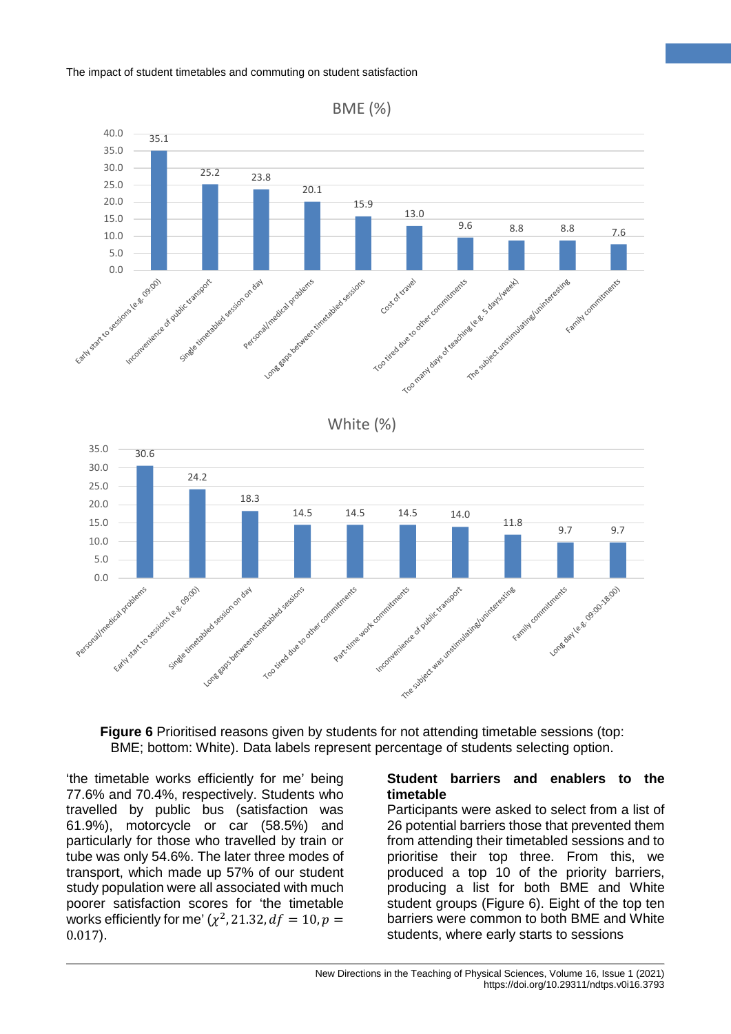BME (%)

| Reason | % |
|---|---|
| Early start to sessions (e.g. 09:00) | 35.1 |
| Inconvenience of public transport | 25.2 |
| Single timetabled session on day | 23.8 |
| Personal/medical problems | 20.1 |
| Long gaps between timetabled sessions | 15.9 |
| Cost of travel | 13.0 |
| Too tired due to other commitments | 9.6 |
| Too many days of teaching (e.g. 5 days/week) | 8.8 |
| The subject unstimulating/uninteresting | 8.8 |
| Family commitments | 7.6 |

White (%)

| Reason | % |
|---|---|
| Personal/medical problems | 30.6 |
| Early start to sessions (e.g. 09:00) | 24.2 |
| Single timetabled session on day | 18.3 |
| Long gaps between timetabled sessions | 14.5 |
| Too tired due to other commitments | 14.5 |
| Part-time work commitments | 14.5 |
| Inconvenience of public transport | 14.0 |
| The subject was unstimulating/uninteresting | 11.8 |
| Family commitments | 9.7 |
| Long day (e.g. 09:00-18:00) | 9.7 |

**Figure 6** Prioritised reasons given by students for not attending timetable sessions (top: BME; bottom: White). Data labels represent percentage of students selecting option.

'the timetable works efficiently for me' being 77.6% and 70.4%, respectively. Students who travelled by public bus (satisfaction was 61.9%), motorcycle or car (58.5%) and particularly for those who travelled by train or tube was only 54.6%. The later three modes of transport, which made up 57% of our student study population were all associated with much poorer satisfaction scores for 'the timetable works efficiently for me' ($\chi^2, 21.32, df = 10, p = 0.017$).

### Student barriers and enablers to the timetable

Participants were asked to select from a list of 26 potential barriers those that prevented them from attending their timetabled sessions and to prioritise their top three. From this, we produced a top 10 of the priority barriers, producing a list for both BME and White student groups (Figure 6). Eight of the top ten barriers were common to both BME and White students, where early starts to sessions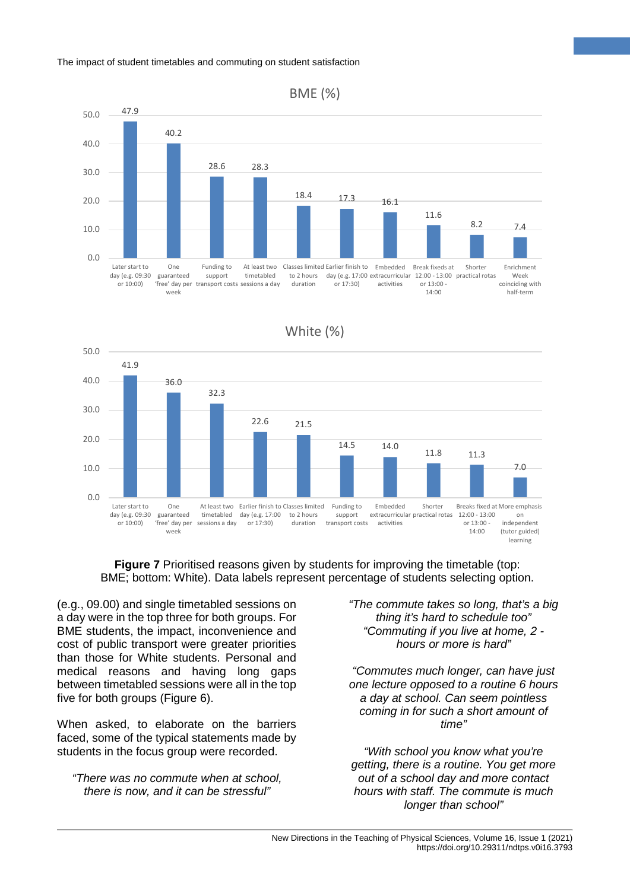BME (%)

| Reason | % |
|---|---|
| Later start to day (e.g. 09:30 or 10:00) | 47.9 |
| One guaranteed 'free' day per week | 40.2 |
| Funding to support transport costs | 28.6 |
| At least two timetabled sessions a day | 28.3 |
| Classes limited to 2 hours duration | 18.4 |
| Earlier finish to day (e.g. 17:00 or 17:30) | 17.3 |
| Embedded extracurricular activities | 16.1 |
| Break fixeds at 12:00 - 13:00 or 13:00 - 14:00 | 11.6 |
| Shorter practical rotas | 8.2 |
| Enrichment Week coinciding with half-term | 7.4 |

White (%)

| Reason | % |
|---|---|
| Later start to day (e.g. 09:30 or 10:00) | 41.9 |
| One guaranteed 'free' day per week | 36.0 |
| At least two timetabled sessions a day | 32.3 |
| Earlier finish to day (e.g. 17:00 or 17:30) | 22.6 |
| Classes limited to 2 hours duration | 21.5 |
| Funding to support transport costs | 14.5 |
| Embedded extracurricular activities | 14.0 |
| Shorter practical rotas | 11.8 |
| Breaks fixed at 12:00 - 13:00 or 13:00 - 14:00 | 11.3 |
| More emphasis on independent (tutor guided) learning | 7.0 |

**Figure 7** Prioritised reasons given by students for improving the timetable (top: BME; bottom: White). Data labels represent percentage of students selecting option.

(e.g., 09.00) and single timetabled sessions on a day were in the top three for both groups. For BME students, the impact, inconvenience and cost of public transport were greater priorities than those for White students. Personal and medical reasons and having long gaps between timetabled sessions were all in the top five for both groups (Figure 6).

When asked, to elaborate on the barriers faced, some of the typical statements made by students in the focus group were recorded.

*"There was no commute when at school, there is now, and it can be stressful"*

*"The commute takes so long, that's a big thing it's hard to schedule too"*
*"Commuting if you live at home, 2 - hours or more is hard"*

*"Commutes much longer, can have just one lecture opposed to a routine 6 hours a day at school. Can seem pointless coming in for such a short amount of time"*

*"With school you know what you're getting, there is a routine. You get more out of a school day and more contact hours with staff. The commute is much longer than school"*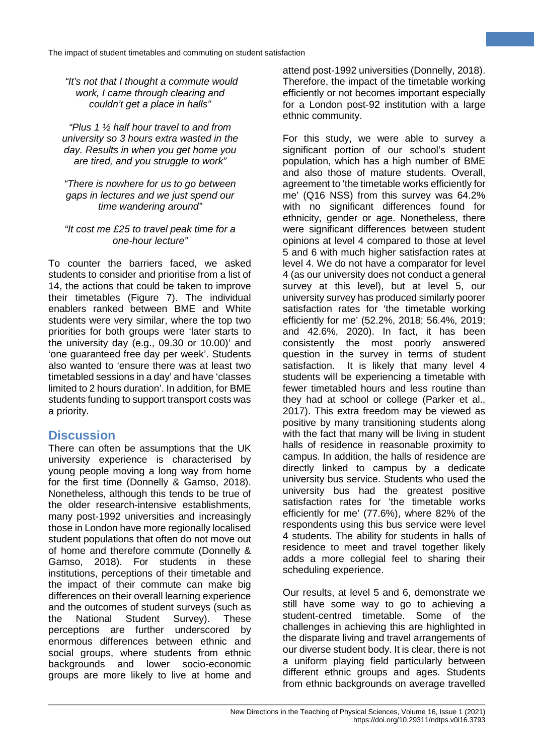*"It's not that I thought a commute would work, I came through clearing and couldn't get a place in halls"*

*"Plus 1 ½ half hour travel to and from university so 3 hours extra wasted in the day. Results in when you get home you are tired, and you struggle to work"*

*"There is nowhere for us to go between gaps in lectures and we just spend our time wandering around"*

*"It cost me £25 to travel peak time for a one-hour lecture"*

To counter the barriers faced, we asked students to consider and prioritise from a list of 14, the actions that could be taken to improve their timetables (Figure 7). The individual enablers ranked between BME and White students were very similar, where the top two priorities for both groups were 'later starts to the university day (e.g., 09.30 or 10.00)' and 'one guaranteed free day per week'. Students also wanted to 'ensure there was at least two timetabled sessions in a day' and have 'classes limited to 2 hours duration'. In addition, for BME students funding to support transport costs was a priority.

## Discussion

There can often be assumptions that the UK university experience is characterised by young people moving a long way from home for the first time (Donnelly & Gamso, 2018). Nonetheless, although this tends to be true of the older research-intensive establishments, many post-1992 universities and increasingly those in London have more regionally localised student populations that often do not move out of home and therefore commute (Donnelly & Gamso, 2018). For students in these institutions, perceptions of their timetable and the impact of their commute can make big differences on their overall learning experience and the outcomes of student surveys (such as the National Student Survey). These perceptions are further underscored by enormous differences between ethnic and social groups, where students from ethnic backgrounds and lower socio-economic groups are more likely to live at home and attend post-1992 universities (Donnelly, 2018). Therefore, the impact of the timetable working efficiently or not becomes important especially for a London post-92 institution with a large ethnic community.

For this study, we were able to survey a significant portion of our school's student population, which has a high number of BME and also those of mature students. Overall, agreement to 'the timetable works efficiently for me' (Q16 NSS) from this survey was 64.2% with no significant differences found for ethnicity, gender or age. Nonetheless, there were significant differences between student opinions at level 4 compared to those at level 5 and 6 with much higher satisfaction rates at level 4. We do not have a comparator for level 4 (as our university does not conduct a general survey at this level), but at level 5, our university survey has produced similarly poorer satisfaction rates for 'the timetable working efficiently for me' (52.2%, 2018; 56.4%, 2019; and 42.6%, 2020). In fact, it has been consistently the most poorly answered question in the survey in terms of student satisfaction. It is likely that many level 4 students will be experiencing a timetable with fewer timetabled hours and less routine than they had at school or college (Parker et al., 2017). This extra freedom may be viewed as positive by many transitioning students along with the fact that many will be living in student halls of residence in reasonable proximity to campus. In addition, the halls of residence are directly linked to campus by a dedicate university bus service. Students who used the university bus had the greatest positive satisfaction rates for 'the timetable works efficiently for me' (77.6%), where 82% of the respondents using this bus service were level 4 students. The ability for students in halls of residence to meet and travel together likely adds a more collegial feel to sharing their scheduling experience.

Our results, at level 5 and 6, demonstrate we still have some way to go to achieving a student-centred timetable. Some of the challenges in achieving this are highlighted in the disparate living and travel arrangements of our diverse student body. It is clear, there is not a uniform playing field particularly between different ethnic groups and ages. Students from ethnic backgrounds on average travelled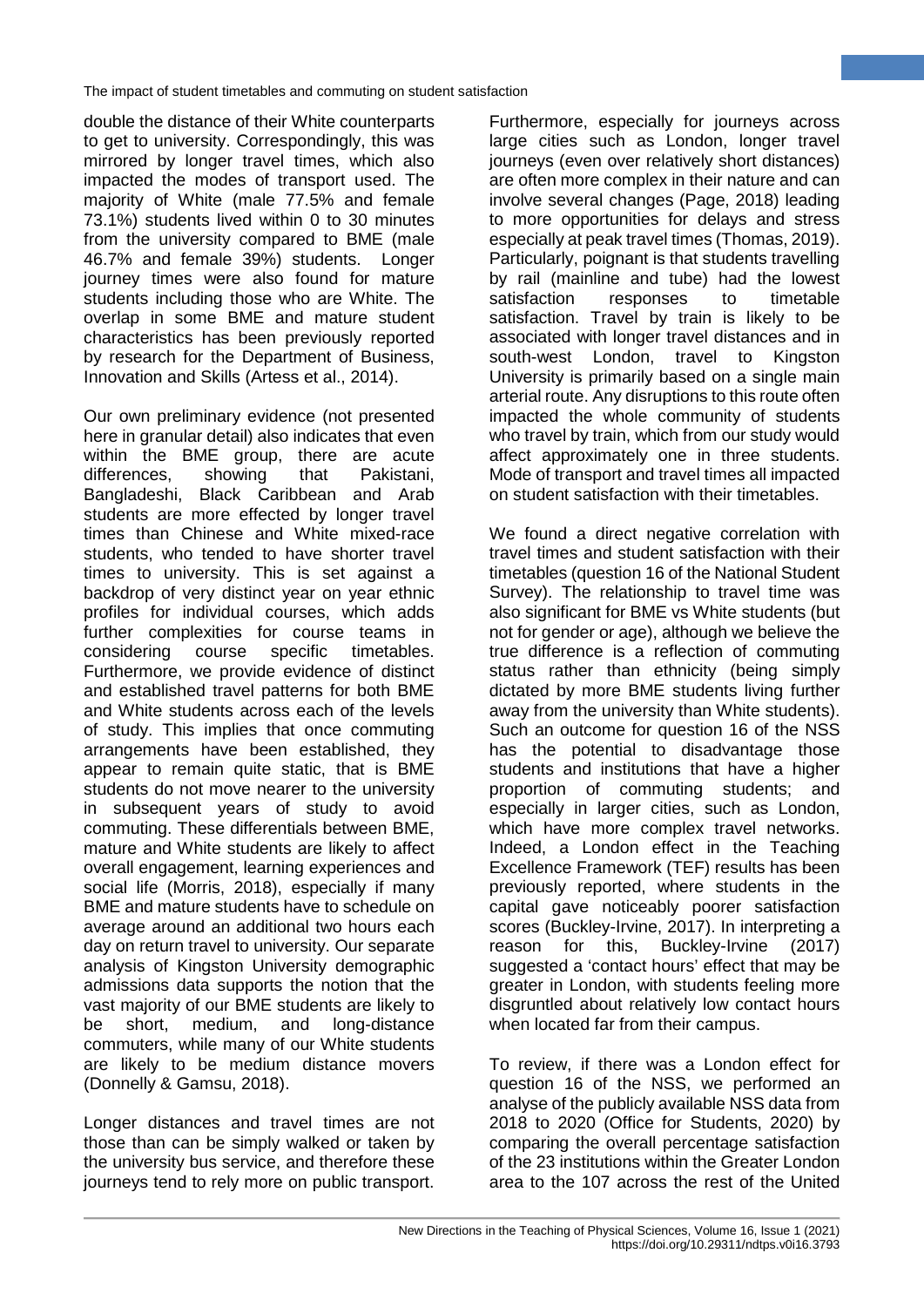double the distance of their White counterparts to get to university. Correspondingly, this was mirrored by longer travel times, which also impacted the modes of transport used. The majority of White (male 77.5% and female 73.1%) students lived within 0 to 30 minutes from the university compared to BME (male 46.7% and female 39%) students. Longer journey times were also found for mature students including those who are White. The overlap in some BME and mature student characteristics has been previously reported by research for the Department of Business, Innovation and Skills (Artess et al., 2014).

Our own preliminary evidence (not presented here in granular detail) also indicates that even within the BME group, there are acute differences, showing that Pakistani, Bangladeshi, Black Caribbean and Arab students are more effected by longer travel times than Chinese and White mixed-race students, who tended to have shorter travel times to university. This is set against a backdrop of very distinct year on year ethnic profiles for individual courses, which adds further complexities for course teams in considering course specific timetables. Furthermore, we provide evidence of distinct and established travel patterns for both BME and White students across each of the levels of study. This implies that once commuting arrangements have been established, they appear to remain quite static, that is BME students do not move nearer to the university in subsequent years of study to avoid commuting. These differentials between BME, mature and White students are likely to affect overall engagement, learning experiences and social life (Morris, 2018), especially if many BME and mature students have to schedule on average around an additional two hours each day on return travel to university. Our separate analysis of Kingston University demographic admissions data supports the notion that the vast majority of our BME students are likely to be short, medium, and long-distance commuters, while many of our White students are likely to be medium distance movers (Donnelly & Gamsu, 2018).

Longer distances and travel times are not those than can be simply walked or taken by the university bus service, and therefore these journeys tend to rely more on public transport. Furthermore, especially for journeys across large cities such as London, longer travel journeys (even over relatively short distances) are often more complex in their nature and can involve several changes (Page, 2018) leading to more opportunities for delays and stress especially at peak travel times (Thomas, 2019). Particularly, poignant is that students travelling by rail (mainline and tube) had the lowest satisfaction responses to timetable satisfaction. Travel by train is likely to be associated with longer travel distances and in south-west London, travel to Kingston University is primarily based on a single main arterial route. Any disruptions to this route often impacted the whole community of students who travel by train, which from our study would affect approximately one in three students. Mode of transport and travel times all impacted on student satisfaction with their timetables.

We found a direct negative correlation with travel times and student satisfaction with their timetables (question 16 of the National Student Survey). The relationship to travel time was also significant for BME vs White students (but not for gender or age), although we believe the true difference is a reflection of commuting status rather than ethnicity (being simply dictated by more BME students living further away from the university than White students). Such an outcome for question 16 of the NSS has the potential to disadvantage those students and institutions that have a higher proportion of commuting students; and especially in larger cities, such as London, which have more complex travel networks. Indeed, a London effect in the Teaching Excellence Framework (TEF) results has been previously reported, where students in the capital gave noticeably poorer satisfaction scores (Buckley-Irvine, 2017). In interpreting a reason for this, Buckley-Irvine (2017) suggested a 'contact hours' effect that may be greater in London, with students feeling more disgruntled about relatively low contact hours when located far from their campus.

To review, if there was a London effect for question 16 of the NSS, we performed an analyse of the publicly available NSS data from 2018 to 2020 (Office for Students, 2020) by comparing the overall percentage satisfaction of the 23 institutions within the Greater London area to the 107 across the rest of the United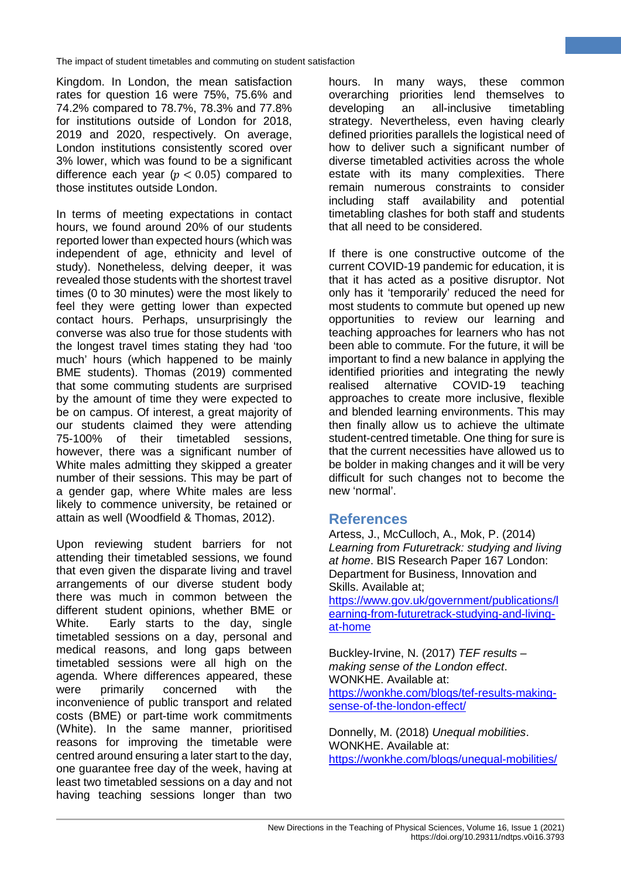Kingdom. In London, the mean satisfaction rates for question 16 were 75%, 75.6% and 74.2% compared to 78.7%, 78.3% and 77.8% for institutions outside of London for 2018, 2019 and 2020, respectively. On average, London institutions consistently scored over 3% lower, which was found to be a significant difference each year ($p < 0.05$) compared to those institutes outside London.

In terms of meeting expectations in contact hours, we found around 20% of our students reported lower than expected hours (which was independent of age, ethnicity and level of study). Nonetheless, delving deeper, it was revealed those students with the shortest travel times (0 to 30 minutes) were the most likely to feel they were getting lower than expected contact hours. Perhaps, unsurprisingly the converse was also true for those students with the longest travel times stating they had 'too much' hours (which happened to be mainly BME students). Thomas (2019) commented that some commuting students are surprised by the amount of time they were expected to be on campus. Of interest, a great majority of our students claimed they were attending 75-100% of their timetabled sessions, however, there was a significant number of White males admitting they skipped a greater number of their sessions. This may be part of a gender gap, where White males are less likely to commence university, be retained or attain as well (Woodfield & Thomas, 2012).

Upon reviewing student barriers for not attending their timetabled sessions, we found that even given the disparate living and travel arrangements of our diverse student body there was much in common between the different student opinions, whether BME or White. Early starts to the day, single timetabled sessions on a day, personal and medical reasons, and long gaps between timetabled sessions were all high on the agenda. Where differences appeared, these were primarily concerned with the inconvenience of public transport and related costs (BME) or part-time work commitments (White). In the same manner, prioritised reasons for improving the timetable were centred around ensuring a later start to the day, one guarantee free day of the week, having at least two timetabled sessions on a day and not having teaching sessions longer than two hours. In many ways, these common overarching priorities lend themselves to developing an all-inclusive timetabling strategy. Nevertheless, even having clearly defined priorities parallels the logistical need of how to deliver such a significant number of diverse timetabled activities across the whole estate with its many complexities. There remain numerous constraints to consider including staff availability and potential timetabling clashes for both staff and students that all need to be considered.

If there is one constructive outcome of the current COVID-19 pandemic for education, it is that it has acted as a positive disruptor. Not only has it 'temporarily' reduced the need for most students to commute but opened up new opportunities to review our learning and teaching approaches for learners who has not been able to commute. For the future, it will be important to find a new balance in applying the identified priorities and integrating the newly realised alternative COVID-19 teaching approaches to create more inclusive, flexible and blended learning environments. This may then finally allow us to achieve the ultimate student-centred timetable. One thing for sure is that the current necessities have allowed us to be bolder in making changes and it will be very difficult for such changes not to become the new 'normal'.

## References

Artess, J., McCulloch, A., Mok, P. (2014) *Learning from Futuretrack: studying and living at home*. BIS Research Paper 167 London: Department for Business, Innovation and Skills. Available at; https://www.gov.uk/government/publications/learning-from-futuretrack-studying-and-living-at-home

Buckley-Irvine, N. (2017) *TEF results – making sense of the London effect*. WONKHE. Available at: https://wonkhe.com/blogs/tef-results-making-sense-of-the-london-effect/

Donnelly, M. (2018) *Unequal mobilities*. WONKHE. Available at: https://wonkhe.com/blogs/unequal-mobilities/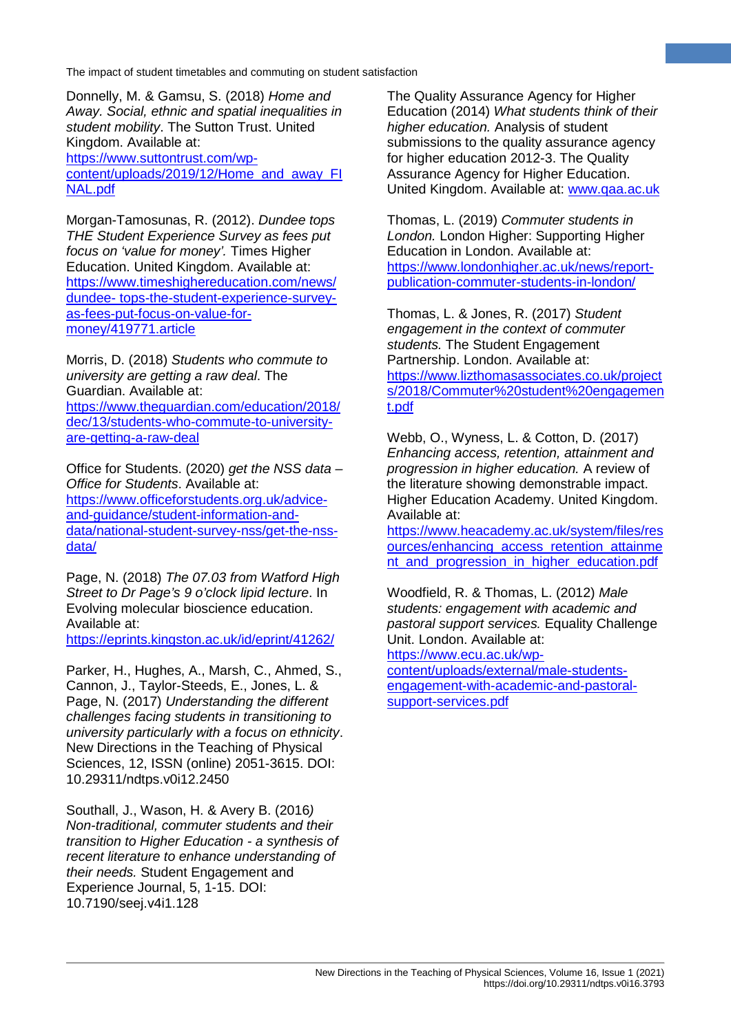Donnelly, M. & Gamsu, S. (2018) *Home and Away. Social, ethnic and spatial inequalities in student mobility*. The Sutton Trust. United Kingdom. Available at: https://www.suttontrust.com/wp-content/uploads/2019/12/Home_and_away_FINAL.pdf

Morgan-Tamosunas, R. (2012). *Dundee tops THE Student Experience Survey as fees put focus on 'value for money'.* Times Higher Education. United Kingdom. Available at: https://www.timeshighereducation.com/news/dundee- tops-the-student-experience-survey-as-fees-put-focus-on-value-for-money/419771.article

Morris, D. (2018) *Students who commute to university are getting a raw deal*. The Guardian. Available at: https://www.theguardian.com/education/2018/dec/13/students-who-commute-to-university-are-getting-a-raw-deal

Office for Students. (2020) *get the NSS data – Office for Students*. Available at: https://www.officeforstudents.org.uk/advice-and-guidance/student-information-and-data/national-student-survey-nss/get-the-nss-data/

Page, N. (2018) *The 07.03 from Watford High Street to Dr Page's 9 o'clock lipid lecture*. In Evolving molecular bioscience education. Available at: https://eprints.kingston.ac.uk/id/eprint/41262/

Parker, H., Hughes, A., Marsh, C., Ahmed, S., Cannon, J., Taylor-Steeds, E., Jones, L. & Page, N. (2017) *Understanding the different challenges facing students in transitioning to university particularly with a focus on ethnicity*. New Directions in the Teaching of Physical Sciences, 12, ISSN (online) 2051-3615. DOI: 10.29311/ndtps.v0i12.2450

Southall, J., Wason, H. & Avery B. (2016*) Non-traditional, commuter students and their transition to Higher Education - a synthesis of recent literature to enhance understanding of their needs.* Student Engagement and Experience Journal, 5, 1-15. DOI: 10.7190/seej.v4i1.128

The Quality Assurance Agency for Higher Education (2014) *What students think of their higher education.* Analysis of student submissions to the quality assurance agency for higher education 2012-3. The Quality Assurance Agency for Higher Education. United Kingdom. Available at: www.qaa.ac.uk

Thomas, L. (2019) *Commuter students in London.* London Higher: Supporting Higher Education in London. Available at: https://www.londonhigher.ac.uk/news/report-publication-commuter-students-in-london/

Thomas, L. & Jones, R. (2017) *Student engagement in the context of commuter students.* The Student Engagement Partnership. London. Available at: https://www.lizthomasassociates.co.uk/projects/2018/Commuter%20student%20engagement.pdf

Webb, O., Wyness, L. & Cotton, D. (2017) *Enhancing access, retention, attainment and progression in higher education.* A review of the literature showing demonstrable impact. Higher Education Academy. United Kingdom. Available at: https://www.heacademy.ac.uk/system/files/resources/enhancing_access_retention_attainment_and_progression_in_higher_education.pdf

Woodfield, R. & Thomas, L. (2012) *Male students: engagement with academic and pastoral support services.* Equality Challenge Unit. London. Available at: https://www.ecu.ac.uk/wp-content/uploads/external/male-students-engagement-with-academic-and-pastoral-support-services.pdf